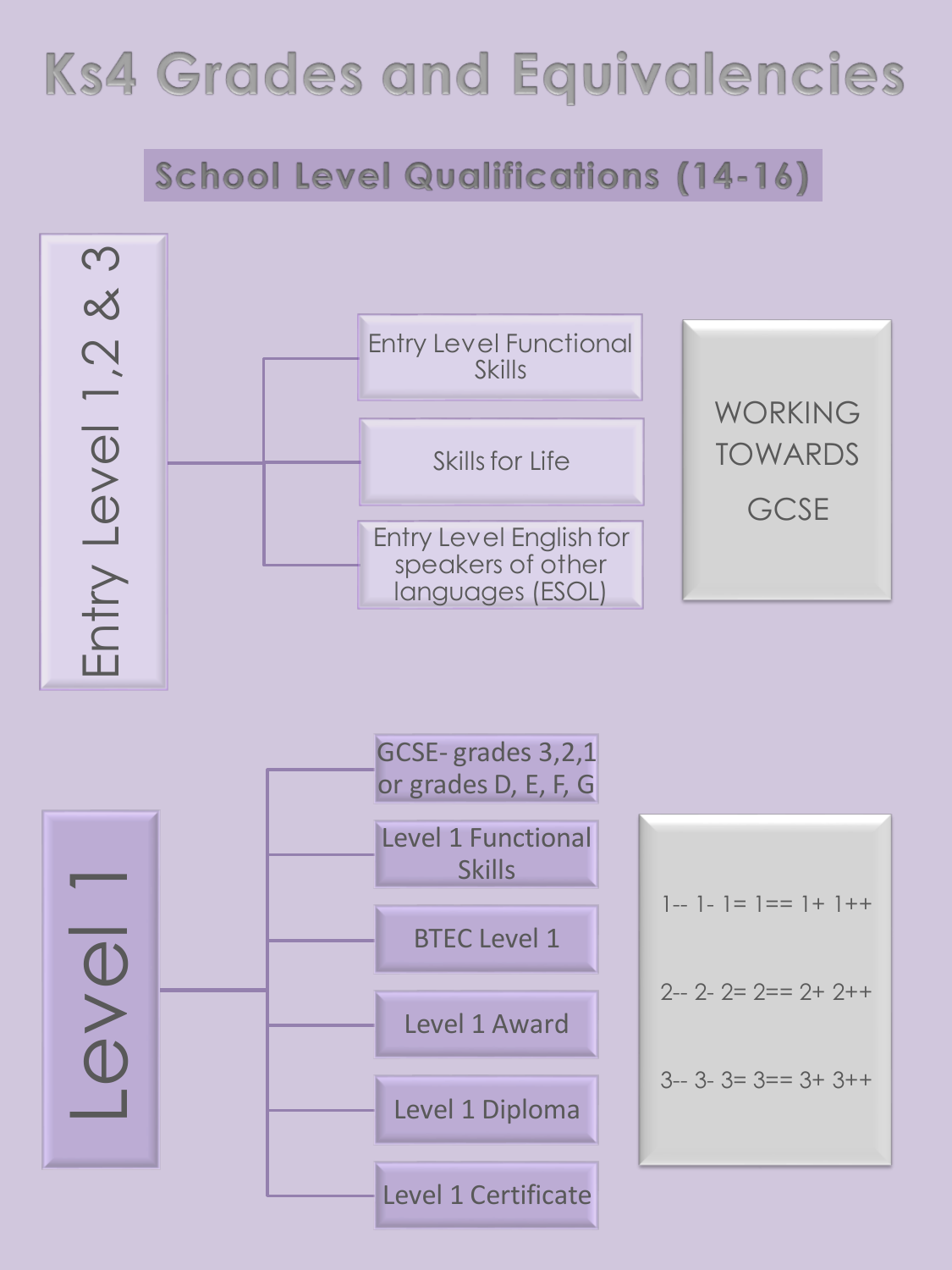# Ks4 Grades and Equivalencies

## School Level Qualifications (14-16)

### Entry Level 1,2 & 3

- Entry Level Functional Skills
- Skills for Life
- Entry Level English for speakers of other languages (ESOL)

WORKING TOWARDS GCSE

### Level 1

- GCSE- grades 3,2,1 or grades D, E, F, G
- Level 1 Functional Skills
- BTEC Level 1
- Level 1 Award
- Level 1 Diploma
- Level 1 Certificate

1-- 1- 1= 1== 1+ 1++

2-- 2- 2= 2== 2+ 2++

3-- 3- 3= 3== 3+ 3++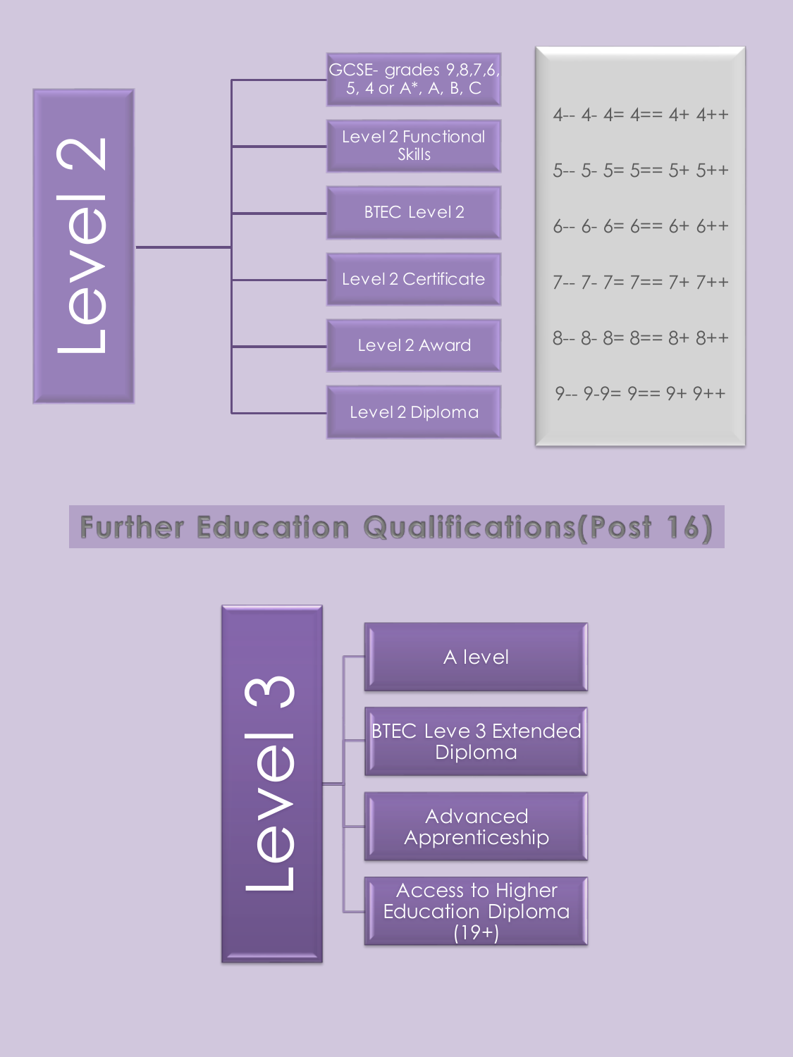## Level 2

- GCSE- grades 9,8,7,6, 5, 4 or A*, A, B, C
- Level 2 Functional Skills
- BTEC Level 2
- Level 2 Certificate
- Level 2 Award
- Level 2 Diploma

4-- 4- 4= 4== 4+ 4++

5-- 5- 5= 5== 5+ 5++

6-- 6- 6= 6== 6+ 6++

7-- 7- 7= 7== 7+ 7++

8-- 8- 8= 8== 8+ 8++

9-- 9-9= 9== 9+ 9++

# Further Education Qualifications(Post 16)

## Level 3

- A level
- BTEC Leve 3 Extended Diploma
- Advanced Apprenticeship
- Access to Higher Education Diploma (19+)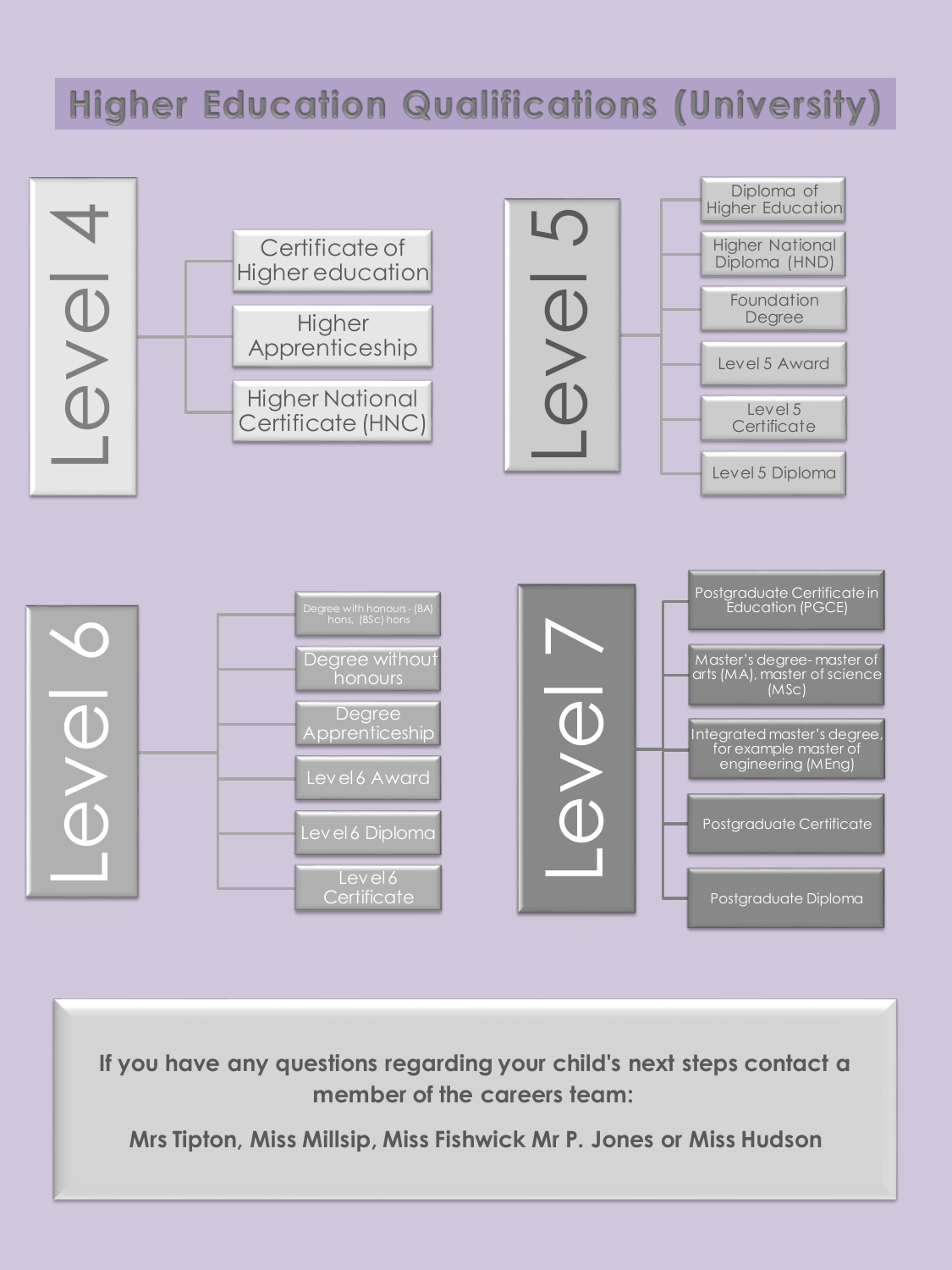# Higher Education Qualifications (University)

## Level 4

- Certificate of Higher education
- Higher Apprenticeship
- Higher National Certificate (HNC)

## Level 5

- Diploma of Higher Education
- Higher National Diploma (HND)
- Foundation Degree
- Level 5 Award
- Level 5 Certificate
- Level 5 Diploma

## Level 6

- Degree with honours - (BA) hons, (BSc) hons
- Degree without honours
- Degree Apprenticeship
- Level 6 Award
- Level 6 Diploma
- Level 6 Certificate

## Level 7

- Postgraduate Certificate in Education (PGCE)
- Master's degree- master of arts (MA), master of science (MSc)
- Integrated master's degree, for example master of engineering (MEng)
- Postgraduate Certificate
- Postgraduate Diploma

**If you have any questions regarding your child's next steps contact a member of the careers team:**

**Mrs Tipton, Miss Millsip, Miss Fishwick Mr P. Jones or Miss Hudson**